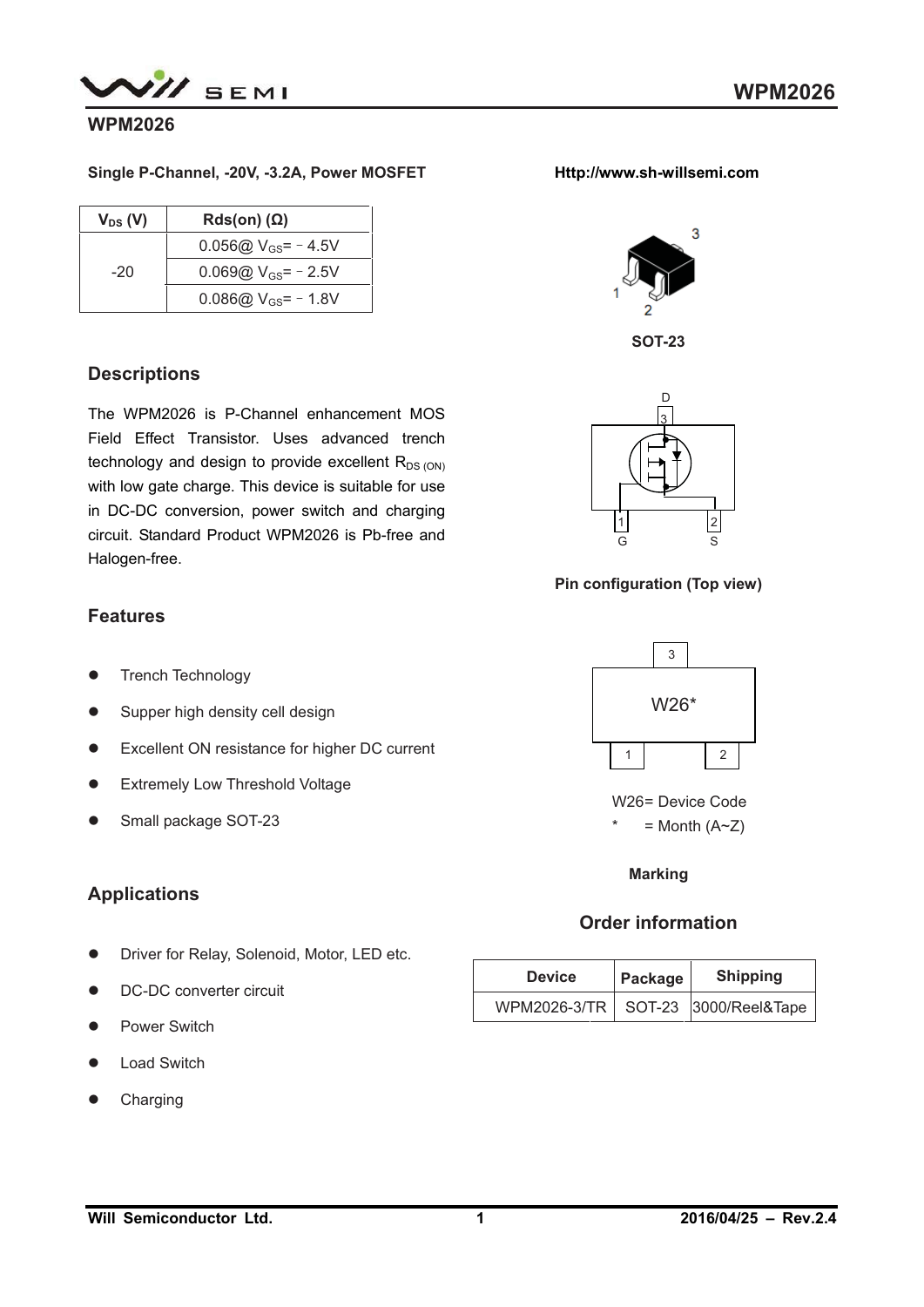# WPM2026

**Single P-Channel, -20V, -3.2A, Power MOSFET**

**Http://www.sh-willsemi.com**

| $V_{DS}$ (V) | Rds(on) (Ω) |
|---|---|
| -20 | 0.056@ $V_{GS}$= - 4.5V |
| | 0.069@ $V_{GS}$= - 2.5V |
| | 0.086@ $V_{GS}$= - 1.8V |

**SOT-23**

**Pin configuration (Top view)**

## Descriptions

The WPM2026 is P-Channel enhancement MOS Field Effect Transistor. Uses advanced trench technology and design to provide excellent $R_{DS\ (ON)}$ with low gate charge. This device is suitable for use in DC-DC conversion, power switch and charging circuit. Standard Product WPM2026 is Pb-free and Halogen-free.

## Features

- Trench Technology
- Supper high density cell design
- Excellent ON resistance for higher DC current
- Extremely Low Threshold Voltage
- Small package SOT-23

W26* 

W26= Device Code
\* = Month (A~Z)

**Marking**

## Applications

- Driver for Relay, Solenoid, Motor, LED etc.
- DC-DC converter circuit
- Power Switch
- Load Switch
- Charging

## Order information

| Device | Package | Shipping |
|---|---|---|
| WPM2026-3/TR | SOT-23 | 3000/Reel&Tape |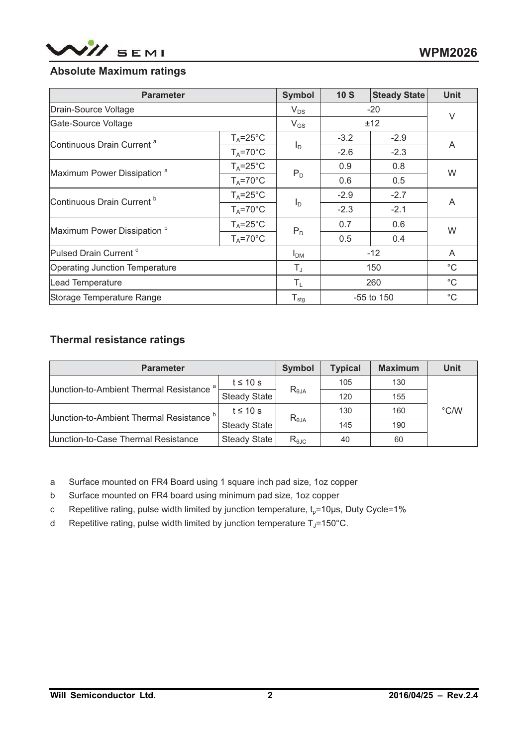## Absolute Maximum ratings

| Parameter | | Symbol | 10 S | Steady State | Unit |
|---|---|---|---|---|---|
| Drain-Source Voltage | | $V_{DS}$ | -20 | | V |
| Gate-Source Voltage | | $V_{GS}$ | ±12 | | V |
| Continuous Drain Current [a] | $T_A$=25°C | $I_D$ | -3.2 | -2.9 | A |
| | $T_A$=70°C | | -2.6 | -2.3 | |
| Maximum Power Dissipation [a] | $T_A$=25°C | $P_D$ | 0.9 | 0.8 | W |
| | $T_A$=70°C | | 0.6 | 0.5 | |
| Continuous Drain Current [b] | $T_A$=25°C | $I_D$ | -2.9 | -2.7 | A |
| | $T_A$=70°C | | -2.3 | -2.1 | |
| Maximum Power Dissipation [b] | $T_A$=25°C | $P_D$ | 0.7 | 0.6 | W |
| | $T_A$=70°C | | 0.5 | 0.4 | |
| Pulsed Drain Current [c] | | $I_{DM}$ | -12 | | A |
| Operating Junction Temperature | | $T_J$ | 150 | | °C |
| Lead Temperature | | $T_L$ | 260 | | °C |
| Storage Temperature Range | | $T_{stg}$ | -55 to 150 | | °C |

## Thermal resistance ratings

| Parameter | | Symbol | Typical | Maximum | Unit |
|---|---|---|---|---|---|
| Junction-to-Ambient Thermal Resistance [a] | t ≤ 10 s | $R_{\theta JA}$ | 105 | 130 | °C/W |
| | Steady State | | 120 | 155 | |
| Junction-to-Ambient Thermal Resistance [b] | t ≤ 10 s | $R_{\theta JA}$ | 130 | 160 | |
| | Steady State | | 145 | 190 | |
| Junction-to-Case Thermal Resistance | Steady State | $R_{\theta JC}$ | 40 | 60 | |

a Surface mounted on FR4 Board using 1 square inch pad size, 1oz copper

b Surface mounted on FR4 board using minimum pad size, 1oz copper

c Repetitive rating, pulse width limited by junction temperature, $t_p$=10μs, Duty Cycle=1%

d Repetitive rating, pulse width limited by junction temperature $T_J$=150°C.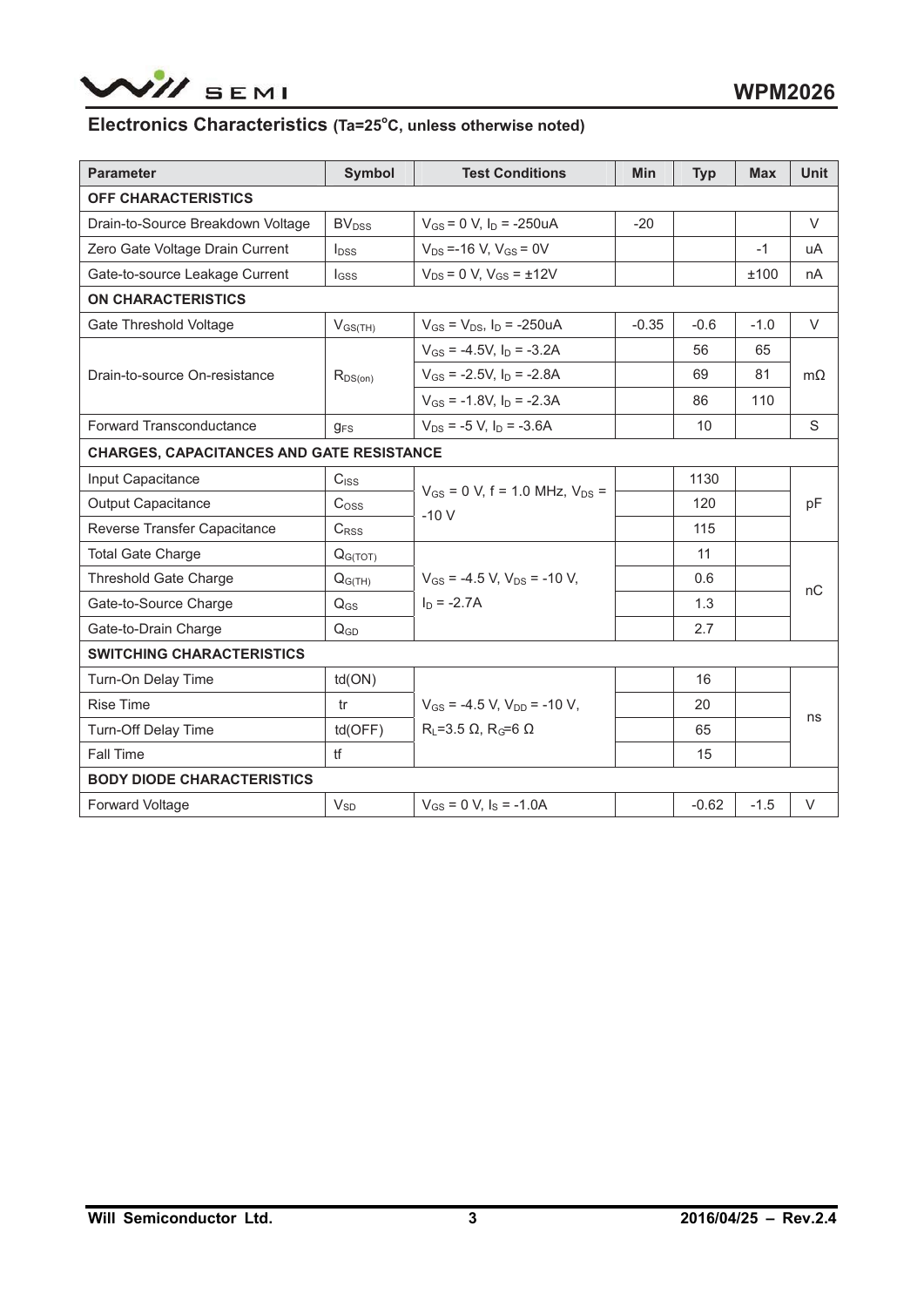## Electronics Characteristics (Ta=25°C, unless otherwise noted)

| Parameter | Symbol | Test Conditions | Min | Typ | Max | Unit |
|---|---|---|---|---|---|---|
| **OFF CHARACTERISTICS** | | | | | | |
| Drain-to-Source Breakdown Voltage | $BV_{DSS}$ | $V_{GS}$ = 0 V, $I_D$ = -250uA | -20 | | | V |
| Zero Gate Voltage Drain Current | $I_{DSS}$ | $V_{DS}$ =-16 V, $V_{GS}$ = 0V | | | -1 | uA |
| Gate-to-source Leakage Current | $I_{GSS}$ | $V_{DS}$ = 0 V, $V_{GS}$ = ±12V | | | ±100 | nA |
| **ON CHARACTERISTICS** | | | | | | |
| Gate Threshold Voltage | $V_{GS(TH)}$ | $V_{GS}$ = $V_{DS}$, $I_D$ = -250uA | -0.35 | -0.6 | -1.0 | V |
| Drain-to-source On-resistance | $R_{DS(on)}$ | $V_{GS}$ = -4.5V, $I_D$ = -3.2A | | 56 | 65 | mΩ |
| | | $V_{GS}$ = -2.5V, $I_D$ = -2.8A | | 69 | 81 | |
| | | $V_{GS}$ = -1.8V, $I_D$ = -2.3A | | 86 | 110 | |
| Forward Transconductance | $g_{FS}$ | $V_{DS}$ = -5 V, $I_D$ = -3.6A | | 10 | | S |
| **CHARGES, CAPACITANCES AND GATE RESISTANCE** | | | | | | |
| Input Capacitance | $C_{ISS}$ | $V_{GS}$ = 0 V, f = 1.0 MHz, $V_{DS}$ = -10 V | | 1130 | | pF |
| Output Capacitance | $C_{OSS}$ | | | 120 | | |
| Reverse Transfer Capacitance | $C_{RSS}$ | | | 115 | | |
| Total Gate Charge | $Q_{G(TOT)}$ | $V_{GS}$ = -4.5 V, $V_{DS}$ = -10 V, $I_D$ = -2.7A | | 11 | | nC |
| Threshold Gate Charge | $Q_{G(TH)}$ | | | 0.6 | | |
| Gate-to-Source Charge | $Q_{GS}$ | | | 1.3 | | |
| Gate-to-Drain Charge | $Q_{GD}$ | | | 2.7 | | |
| **SWITCHING CHARACTERISTICS** | | | | | | |
| Turn-On Delay Time | td(ON) | $V_{GS}$ = -4.5 V, $V_{DD}$ = -10 V, $R_L$=3.5 Ω, $R_G$=6 Ω | | 16 | | ns |
| Rise Time | tr | | | 20 | | |
| Turn-Off Delay Time | td(OFF) | | | 65 | | |
| Fall Time | tf | | | 15 | | |
| **BODY DIODE CHARACTERISTICS** | | | | | | |
| Forward Voltage | $V_{SD}$ | $V_{GS}$ = 0 V, $I_S$ = -1.0A | | -0.62 | -1.5 | V |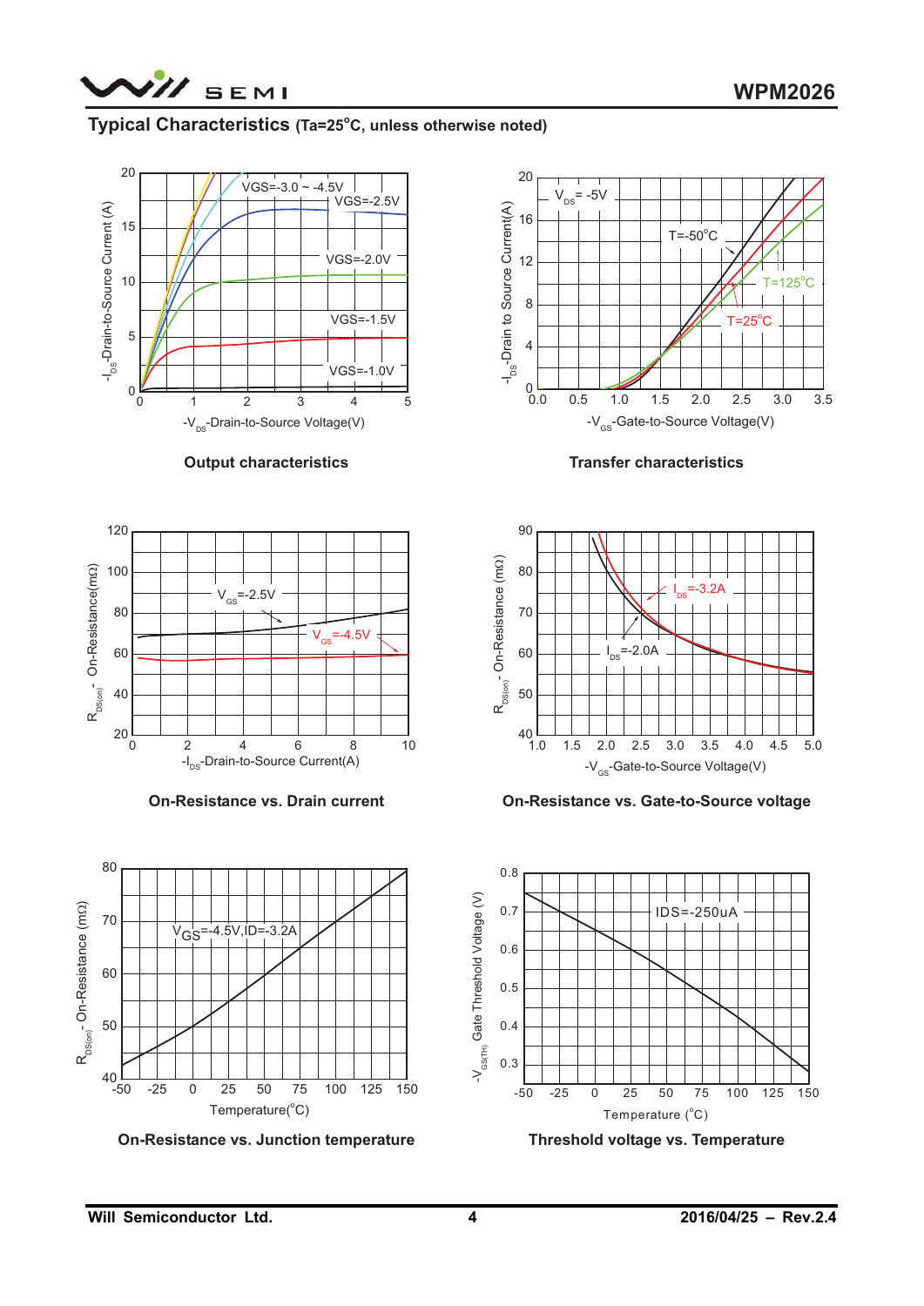## Typical Characteristics (Ta=25°C, unless otherwise noted)

Output characteristics

Transfer characteristics

On-Resistance vs. Drain current

On-Resistance vs. Gate-to-Source voltage

On-Resistance vs. Junction temperature

Threshold voltage vs. Temperature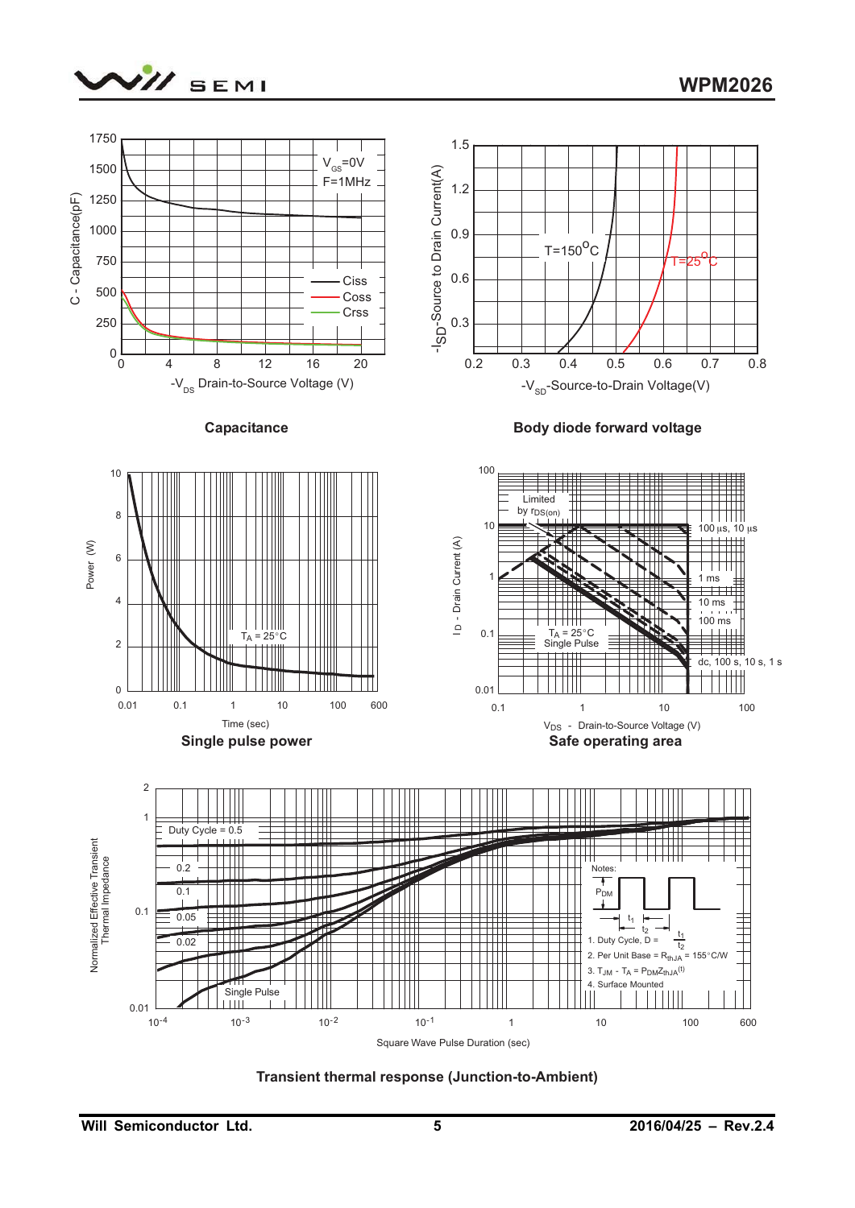**Capacitance**

**Body diode forward voltage**

**Single pulse power**

**Safe operating area**

**Transient thermal response (Junction-to-Ambient)**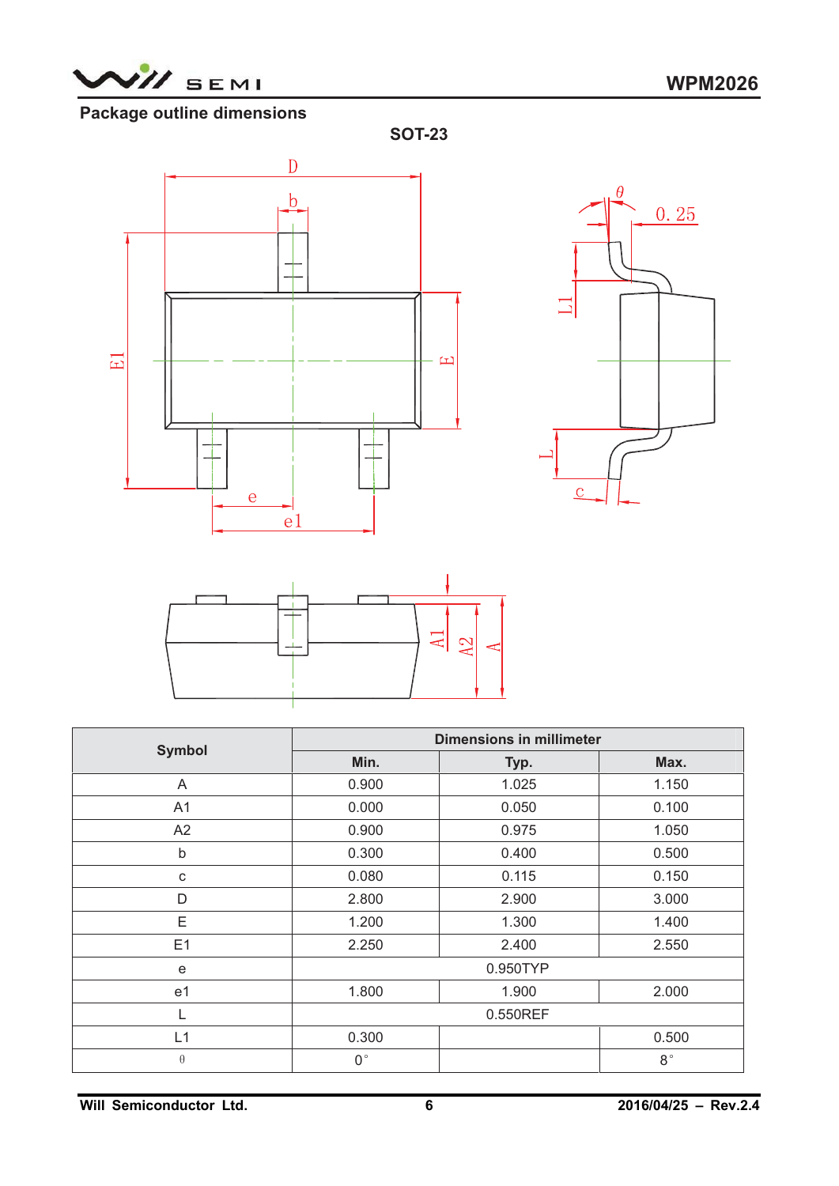## Package outline dimensions

**SOT-23**

| Symbol | Dimensions in millimeter | | |
|---|---|---|---|
| | Min. | Typ. | Max. |
| A | 0.900 | 1.025 | 1.150 |
| A1 | 0.000 | 0.050 | 0.100 |
| A2 | 0.900 | 0.975 | 1.050 |
| b | 0.300 | 0.400 | 0.500 |
| c | 0.080 | 0.115 | 0.150 |
| D | 2.800 | 2.900 | 3.000 |
| E | 1.200 | 1.300 | 1.400 |
| E1 | 2.250 | 2.400 | 2.550 |
| e | 0.950TYP | | |
| e1 | 1.800 | 1.900 | 2.000 |
| L | 0.550REF | | |
| L1 | 0.300 | | 0.500 |
| θ | 0° | | 8° |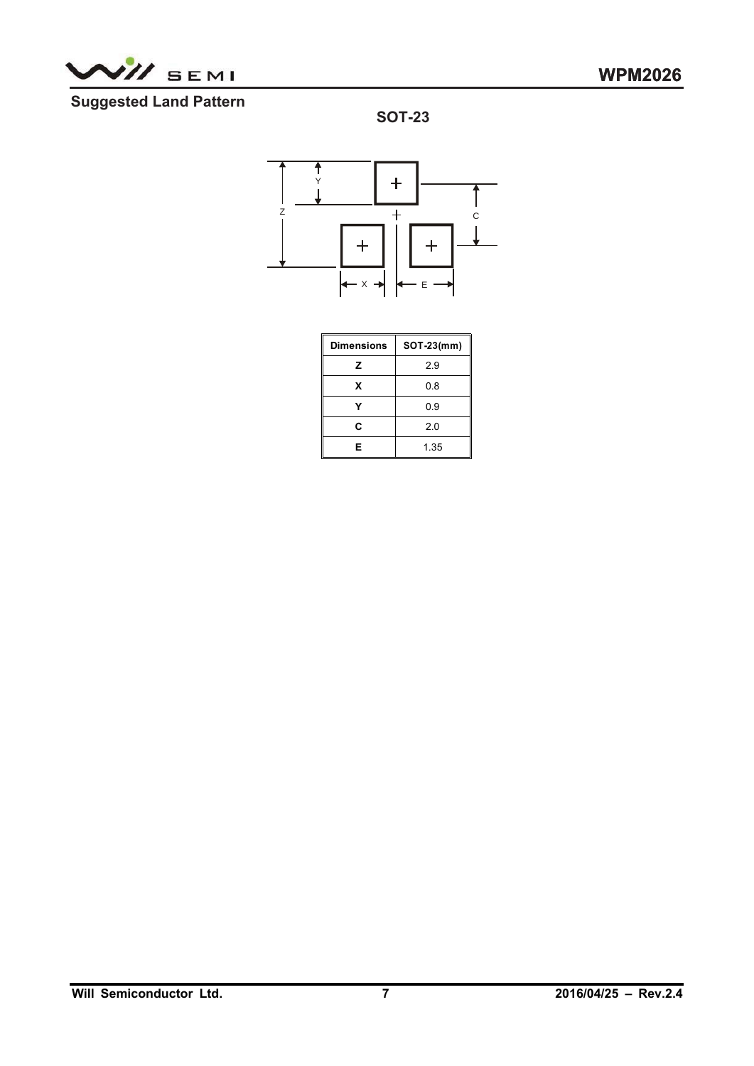## Suggested Land Pattern

**SOT-23**

Y

Z

C

X

E

| Dimensions | SOT-23(mm) |
|---|---|
| Z | 2.9 |
| X | 0.8 |
| Y | 0.9 |
| C | 2.0 |
| E | 1.35 |